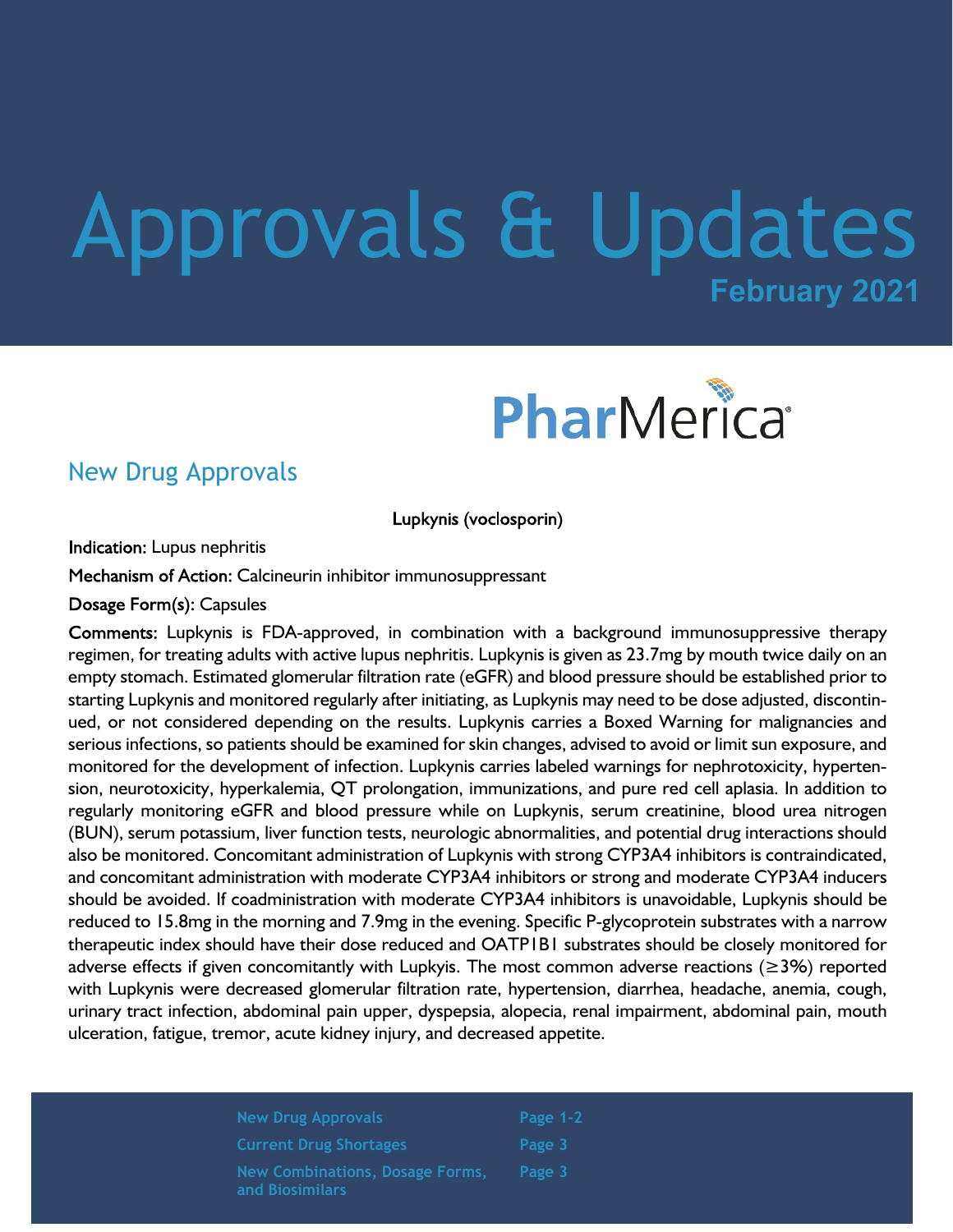# Approvals & Updates

**February 2021**

PharMerica

## New Drug Approvals

**Lupkynis (voclosporin)**

**Indication:** Lupus nephritis

**Mechanism of Action:** Calcineurin inhibitor immunosuppressant

**Dosage Form(s):** Capsules

**Comments:** Lupkynis is FDA-approved, in combination with a background immunosuppressive therapy regimen, for treating adults with active lupus nephritis. Lupkynis is given as 23.7mg by mouth twice daily on an empty stomach. Estimated glomerular filtration rate (eGFR) and blood pressure should be established prior to starting Lupkynis and monitored regularly after initiating, as Lupkynis may need to be dose adjusted, discontinued, or not considered depending on the results. Lupkynis carries a Boxed Warning for malignancies and serious infections, so patients should be examined for skin changes, advised to avoid or limit sun exposure, and monitored for the development of infection. Lupkynis carries labeled warnings for nephrotoxicity, hypertension, neurotoxicity, hyperkalemia, QT prolongation, immunizations, and pure red cell aplasia. In addition to regularly monitoring eGFR and blood pressure while on Lupkynis, serum creatinine, blood urea nitrogen (BUN), serum potassium, liver function tests, neurologic abnormalities, and potential drug interactions should also be monitored. Concomitant administration of Lupkynis with strong CYP3A4 inhibitors is contraindicated, and concomitant administration with moderate CYP3A4 inhibitors or strong and moderate CYP3A4 inducers should be avoided. If coadministration with moderate CYP3A4 inhibitors is unavoidable, Lupkynis should be reduced to 15.8mg in the morning and 7.9mg in the evening. Specific P-glycoprotein substrates with a narrow therapeutic index should have their dose reduced and OATP1B1 substrates should be closely monitored for adverse effects if given concomitantly with Lupkyis. The most common adverse reactions (≥3%) reported with Lupkynis were decreased glomerular filtration rate, hypertension, diarrhea, headache, anemia, cough, urinary tract infection, abdominal pain upper, dyspepsia, alopecia, renal impairment, abdominal pain, mouth ulceration, fatigue, tremor, acute kidney injury, and decreased appetite.

| | |
|---|---|
| New Drug Approvals | Page 1-2 |
| Current Drug Shortages | Page 3 |
| New Combinations, Dosage Forms, and Biosimilars | Page 3 |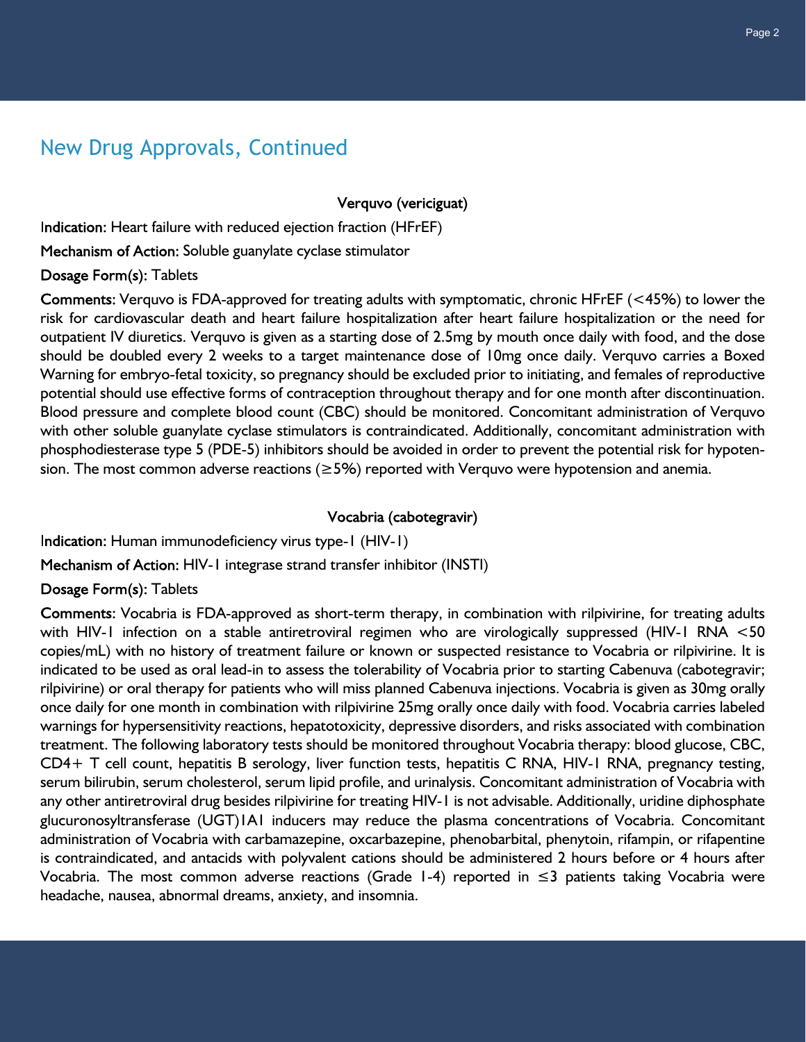## New Drug Approvals, Continued

### Verquvo (vericiguat)

**Indication:** Heart failure with reduced ejection fraction (HFrEF)

**Mechanism of Action:** Soluble guanylate cyclase stimulator

**Dosage Form(s):** Tablets

**Comments**: Verquvo is FDA-approved for treating adults with symptomatic, chronic HFrEF (<45%) to lower the risk for cardiovascular death and heart failure hospitalization after heart failure hospitalization or the need for outpatient IV diuretics. Verquvo is given as a starting dose of 2.5mg by mouth once daily with food, and the dose should be doubled every 2 weeks to a target maintenance dose of 10mg once daily. Verquvo carries a Boxed Warning for embryo-fetal toxicity, so pregnancy should be excluded prior to initiating, and females of reproductive potential should use effective forms of contraception throughout therapy and for one month after discontinuation. Blood pressure and complete blood count (CBC) should be monitored. Concomitant administration of Verquvo with other soluble guanylate cyclase stimulators is contraindicated. Additionally, concomitant administration with phosphodiesterase type 5 (PDE-5) inhibitors should be avoided in order to prevent the potential risk for hypotension. The most common adverse reactions (≥5%) reported with Verquvo were hypotension and anemia.

### Vocabria (cabotegravir)

**Indication:** Human immunodeficiency virus type-1 (HIV-1)

**Mechanism of Action:** HIV-1 integrase strand transfer inhibitor (INSTI)

**Dosage Form(s):** Tablets

**Comments**: Vocabria is FDA-approved as short-term therapy, in combination with rilpivirine, for treating adults with HIV-1 infection on a stable antiretroviral regimen who are virologically suppressed (HIV-1 RNA <50 copies/mL) with no history of treatment failure or known or suspected resistance to Vocabria or rilpivirine. It is indicated to be used as oral lead-in to assess the tolerability of Vocabria prior to starting Cabenuva (cabotegravir; rilpivirine) or oral therapy for patients who will miss planned Cabenuva injections. Vocabria is given as 30mg orally once daily for one month in combination with rilpivirine 25mg orally once daily with food. Vocabria carries labeled warnings for hypersensitivity reactions, hepatotoxicity, depressive disorders, and risks associated with combination treatment. The following laboratory tests should be monitored throughout Vocabria therapy: blood glucose, CBC, CD4+ T cell count, hepatitis B serology, liver function tests, hepatitis C RNA, HIV-1 RNA, pregnancy testing, serum bilirubin, serum cholesterol, serum lipid profile, and urinalysis. Concomitant administration of Vocabria with any other antiretroviral drug besides rilpivirine for treating HIV-1 is not advisable. Additionally, uridine diphosphate glucuronosyltransferase (UGT)1A1 inducers may reduce the plasma concentrations of Vocabria. Concomitant administration of Vocabria with carbamazepine, oxcarbazepine, phenobarbital, phenytoin, rifampin, or rifapentine is contraindicated, and antacids with polyvalent cations should be administered 2 hours before or 4 hours after Vocabria. The most common adverse reactions (Grade 1-4) reported in ≤3 patients taking Vocabria were headache, nausea, abnormal dreams, anxiety, and insomnia.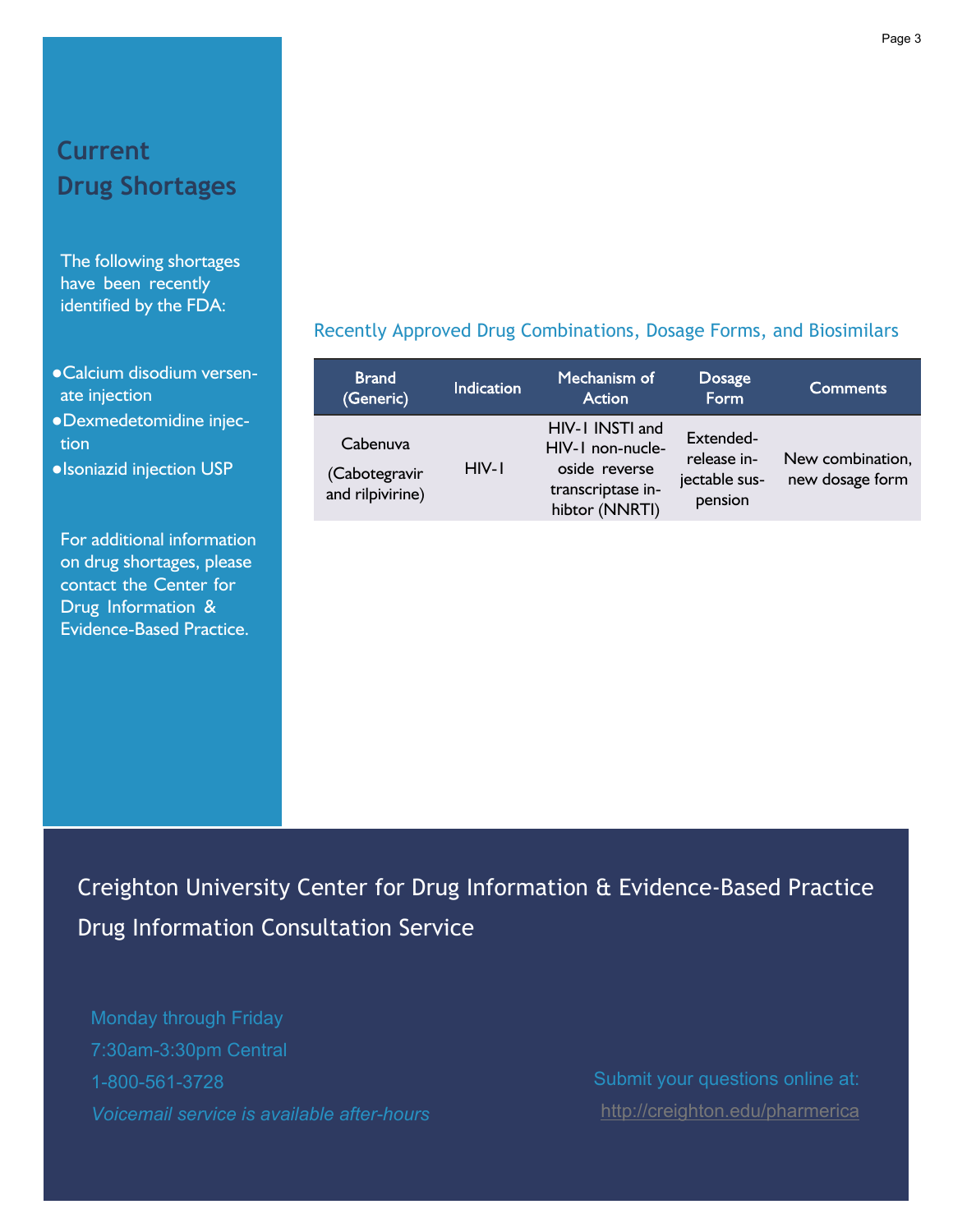## Current Drug Shortages

The following shortages have been recently identified by the FDA:

- Calcium disodium versenate injection
- Dexmedetomidine injection
- Isoniazid injection USP

For additional information on drug shortages, please contact the Center for Drug Information & Evidence-Based Practice.

### Recently Approved Drug Combinations, Dosage Forms, and Biosimilars

| Brand (Generic) | Indication | Mechanism of Action | Dosage Form | Comments |
|---|---|---|---|---|
| Cabenuva (Cabotegravir and rilpivirine) | HIV-1 | HIV-1 INSTI and HIV-1 non-nucleoside reverse transcriptase inhibitor (NNRTI) | Extended-release injectable suspension | New combination, new dosage form |

## Creighton University Center for Drug Information & Evidence-Based Practice

## Drug Information Consultation Service

Monday through Friday

7:30am-3:30pm Central

1-800-561-3728

*Voicemail service is available after-hours*

Submit your questions online at:

http://creighton.edu/pharmerica